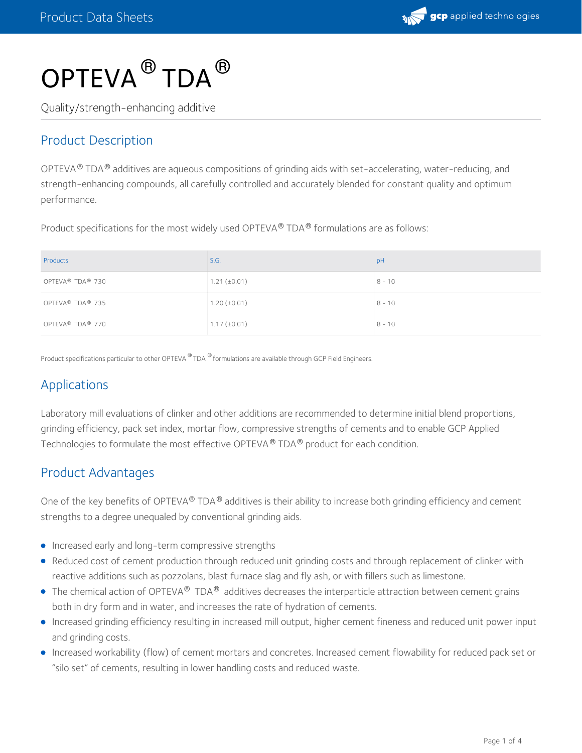# OPTEVA® TDA®

Quality/strength-enhancing additive

## Product Description

OPTEVA® TDA® additives are aqueous compositions of grinding aids with set-accelerating, water-reducing, and strength-enhancing compounds, all carefully controlled and accurately blended for constant quality and optimum performance.

Product specifications for the most widely used OPTEVA® TDA® formulations are as follows:

| Products | S.G. | pH |
|---|---|---|
| OPTEVA® TDA® 730 | 1.21 (±0.01) | 8 - 10 |
| OPTEVA® TDA® 735 | 1.20 (±0.01) | 8 - 10 |
| OPTEVA® TDA® 770 | 1.17 (±0.01) | 8 - 10 |

Product specifications particular to other OPTEVA® TDA® formulations are available through GCP Field Engineers.

## Applications

Laboratory mill evaluations of clinker and other additions are recommended to determine initial blend proportions, grinding efficiency, pack set index, mortar flow, compressive strengths of cements and to enable GCP Applied Technologies to formulate the most effective OPTEVA® TDA® product for each condition.

## Product Advantages

One of the key benefits of OPTEVA® TDA® additives is their ability to increase both grinding efficiency and cement strengths to a degree unequaled by conventional grinding aids.

- Increased early and long-term compressive strengths
- Reduced cost of cement production through reduced unit grinding costs and through replacement of clinker with reactive additions such as pozzolans, blast furnace slag and fly ash, or with fillers such as limestone.
- The chemical action of OPTEVA® TDA® additives decreases the interparticle attraction between cement grains both in dry form and in water, and increases the rate of hydration of cements.
- Increased grinding efficiency resulting in increased mill output, higher cement fineness and reduced unit power input and grinding costs.
- Increased workability (flow) of cement mortars and concretes. Increased cement flowability for reduced pack set or "silo set" of cements, resulting in lower handling costs and reduced waste.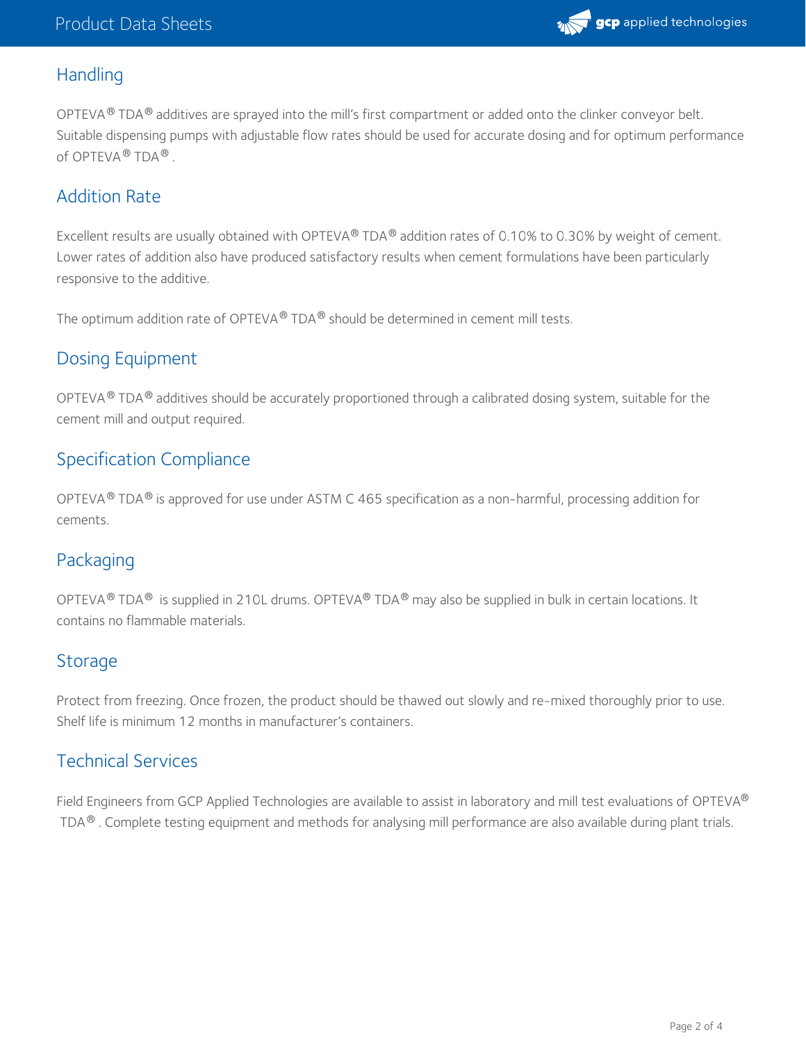## Handling

OPTEVA® TDA® additives are sprayed into the mill's first compartment or added onto the clinker conveyor belt. Suitable dispensing pumps with adjustable flow rates should be used for accurate dosing and for optimum performance of OPTEVA® TDA®.

## Addition Rate

Excellent results are usually obtained with OPTEVA® TDA® addition rates of 0.10% to 0.30% by weight of cement. Lower rates of addition also have produced satisfactory results when cement formulations have been particularly responsive to the additive.

The optimum addition rate of OPTEVA® TDA® should be determined in cement mill tests.

## Dosing Equipment

OPTEVA® TDA® additives should be accurately proportioned through a calibrated dosing system, suitable for the cement mill and output required.

## Specification Compliance

OPTEVA® TDA® is approved for use under ASTM C 465 specification as a non-harmful, processing addition for cements.

## Packaging

OPTEVA® TDA® is supplied in 210L drums. OPTEVA® TDA® may also be supplied in bulk in certain locations. It contains no flammable materials.

## Storage

Protect from freezing. Once frozen, the product should be thawed out slowly and re-mixed thoroughly prior to use. Shelf life is minimum 12 months in manufacturer's containers.

## Technical Services

Field Engineers from GCP Applied Technologies are available to assist in laboratory and mill test evaluations of OPTEVA® TDA®. Complete testing equipment and methods for analysing mill performance are also available during plant trials.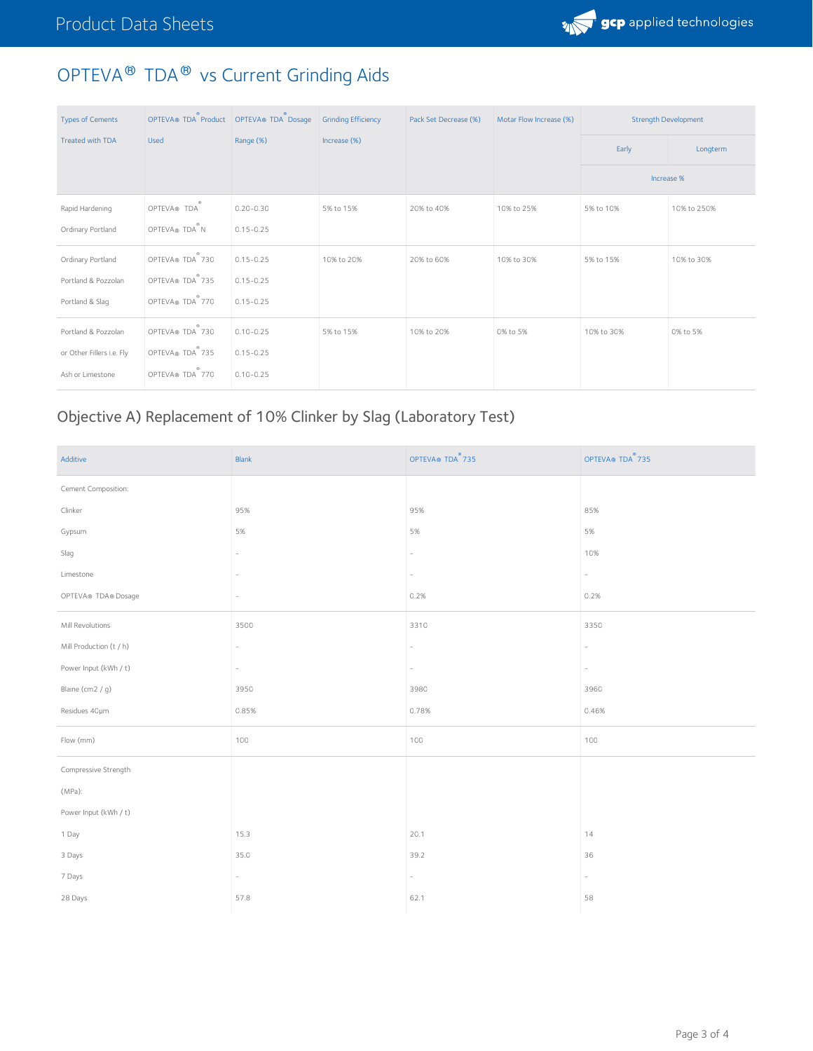# OPTEVA® TDA® vs Current Grinding Aids

| Types of Cements Treated with TDA | OPTEVA® TDA® Product Used | OPTEVA® TDA® Dosage Range (%) | Grinding Efficiency Increase (%) | Pack Set Decrease (%) | Motar Flow Increase (%) | Strength Development | |
|---|---|---|---|---|---|---|---|
| | | | | | | Early | Longterm |
| | | | | | | Increase % | |
| Rapid Hardening<br>Ordinary Portland | OPTEVA® TDA®<br>OPTEVA® TDA® N | 0.20-0.30<br>0.15-0.25 | 5% to 15% | 20% to 40% | 10% to 25% | 5% to 10% | 10% to 250% |
| Ordinary Portland<br>Portland & Pozzolan<br>Portland & Slag | OPTEVA® TDA® 730<br>OPTEVA® TDA® 735<br>OPTEVA® TDA® 770 | 0.15-0.25<br>0.15-0.25<br>0.15-0.25 | 10% to 20% | 20% to 60% | 10% to 30% | 5% to 15% | 10% to 30% |
| Portland & Pozzolan or Other Fillers i.e. Fly Ash or Limestone | OPTEVA® TDA® 730<br>OPTEVA® TDA® 735<br>OPTEVA® TDA® 770 | 0.10-0.25<br>0.15-0.25<br>0.10-0.25 | 5% to 15% | 10% to 20% | 0% to 5% | 10% to 30% | 0% to 5% |

## Objective A) Replacement of 10% Clinker by Slag (Laboratory Test)

| Additive | Blank | OPTEVA® TDA® 735 | OPTEVA® TDA® 735 |
|---|---|---|---|
| Cement Composition: | | | |
| Clinker | 95% | 95% | 85% |
| Gypsum | 5% | 5% | 5% |
| Slag | - | - | 10% |
| Limestone | - | - | - |
| OPTEVA® TDA® Dosage | - | 0.2% | 0.2% |
| Mill Revolutions | 3500 | 3310 | 3350 |
| Mill Production (t / h) | - | - | - |
| Power Input (kWh / t) | - | - | - |
| Blaine (cm2 / g) | 3950 | 3980 | 3960 |
| Residues 40µm | 0.85% | 0.78% | 0.46% |
| Flow (mm) | 100 | 100 | 100 |
| Compressive Strength (MPa): | | | |
| Power Input (kWh / t) | | | |
| 1 Day | 15.3 | 20.1 | 14 |
| 3 Days | 35.0 | 39.2 | 36 |
| 7 Days | - | - | - |
| 28 Days | 57.8 | 62.1 | 58 |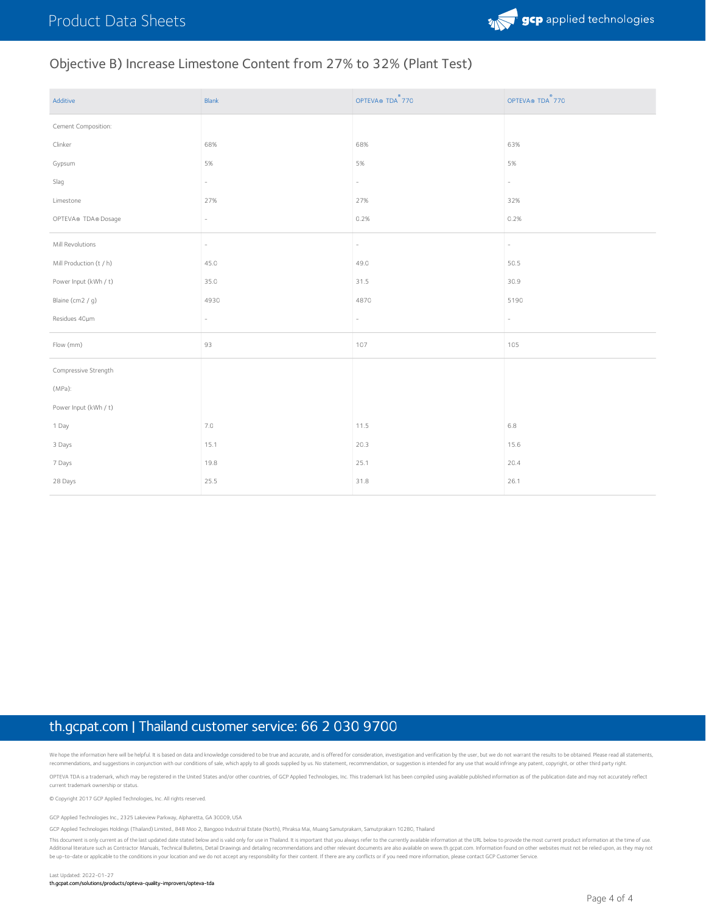## Objective B) Increase Limestone Content from 27% to 32% (Plant Test)

| Additive | Blank | OPTEVA® TDA® 770 | OPTEVA® TDA® 770 |
|---|---|---|---|
| Cement Composition: | | | |
| Clinker | 68% | 68% | 63% |
| Gypsum | 5% | 5% | 5% |
| Slag | - | - | - |
| Limestone | 27% | 27% | 32% |
| OPTEVA® TDA® Dosage | - | 0.2% | 0.2% |
| Mill Revolutions | - | - | - |
| Mill Production (t / h) | 45.0 | 49.0 | 50.5 |
| Power Input (kWh / t) | 35.0 | 31.5 | 30.9 |
| Blaine (cm2 / g) | 4930 | 4870 | 5190 |
| Residues 40µm | - | - | - |
| Flow (mm) | 93 | 107 | 105 |
| Compressive Strength (MPa): | | | |
| Power Input (kWh / t) | | | |
| 1 Day | 7.0 | 11.5 | 6.8 |
| 3 Days | 15.1 | 20.3 | 15.6 |
| 7 Days | 19.8 | 25.1 | 20.4 |
| 28 Days | 25.5 | 31.8 | 26.1 |

th.gcpat.com | Thailand customer service: 66 2 030 9700

We hope the information here will be helpful. It is based on data and knowledge considered to be true and accurate, and is offered for consideration, investigation and verification by the user, but we do not warrant the results to be obtained. Please read all statements, recommendations, and suggestions in conjunction with our conditions of sale, which apply to all goods supplied by us. No statement, recommendation, or suggestion is intended for any use that would infringe any patent, copyright, or other third party right.

OPTEVA TDA is a trademark, which may be registered in the United States and/or other countries, of GCP Applied Technologies, Inc. This trademark list has been compiled using available published information as of the publication date and may not accurately reflect current trademark ownership or status.

© Copyright 2017 GCP Applied Technologies, Inc. All rights reserved.

GCP Applied Technologies Inc., 2325 Lakeview Parkway, Alpharetta, GA 30009, USA

GCP Applied Technologies Holdings (Thailand) Limited., 848 Moo 2, Bangpoo Industrial Estate (North), Phraksa Mai, Muang Samutprakarn, Samutprakarn 10280, Thailand

This document is only current as of the last updated date stated below and is valid only for use in Thailand. It is important that you always refer to the currently available information at the URL below to provide the most current product information at the time of use. Additional literature such as Contractor Manuals, Technical Bulletins, Detail Drawings and detailing recommendations and other relevant documents are also available on www.th.gcpat.com. Information found on other websites must not be relied upon, as they may not be up-to-date or applicable to the conditions in your location and we do not accept any responsibility for their content. If there are any conflicts or if you need more information, please contact GCP Customer Service.

Last Updated: 2022-01-27
th.gcpat.com/solutions/products/opteva-quality-improvers/opteva-tda